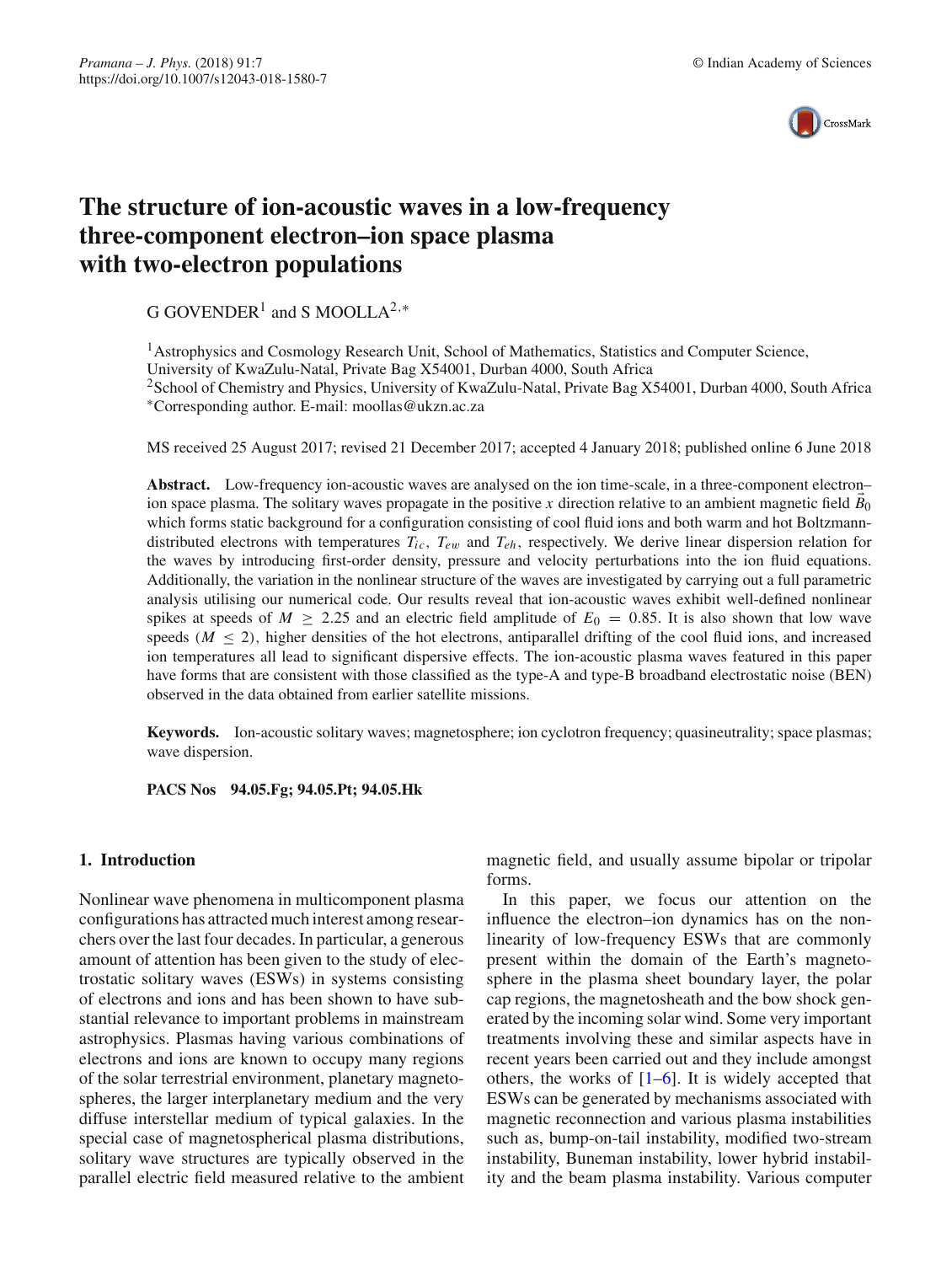# The structure of ion-acoustic waves in a low-frequency three-component electron–ion space plasma with two-electron populations

G GOVENDER[1] and S MOOLLA[2,*]

[1] Astrophysics and Cosmology Research Unit, School of Mathematics, Statistics and Computer Science, University of KwaZulu-Natal, Private Bag X54001, Durban 4000, South Africa
[2] School of Chemistry and Physics, University of KwaZulu-Natal, Private Bag X54001, Durban 4000, South Africa
*Corresponding author. E-mail: moollas@ukzn.ac.za

MS received 25 August 2017; revised 21 December 2017; accepted 4 January 2018; published online 6 June 2018

**Abstract.** Low-frequency ion-acoustic waves are analysed on the ion time-scale, in a three-component electron–ion space plasma. The solitary waves propagate in the positive $x$ direction relative to an ambient magnetic field $\vec{B}_0$ which forms static background for a configuration consisting of cool fluid ions and both warm and hot Boltzmann-distributed electrons with temperatures $T_{ic}$, $T_{ew}$ and $T_{eh}$, respectively. We derive linear dispersion relation for the waves by introducing first-order density, pressure and velocity perturbations into the ion fluid equations. Additionally, the variation in the nonlinear structure of the waves are investigated by carrying out a full parametric analysis utilising our numerical code. Our results reveal that ion-acoustic waves exhibit well-defined nonlinear spikes at speeds of $M \geq 2.25$ and an electric field amplitude of $E_0 = 0.85$. It is also shown that low wave speeds ($M \leq 2$), higher densities of the hot electrons, antiparallel drifting of the cool fluid ions, and increased ion temperatures all lead to significant dispersive effects. The ion-acoustic plasma waves featured in this paper have forms that are consistent with those classified as the type-A and type-B broadband electrostatic noise (BEN) observed in the data obtained from earlier satellite missions.

**Keywords.** Ion-acoustic solitary waves; magnetosphere; ion cyclotron frequency; quasineutrality; space plasmas; wave dispersion.

**PACS Nos** 94.05.Fg; 94.05.Pt; 94.05.Hk

## 1. Introduction

Nonlinear wave phenomena in multicomponent plasma configurations has attracted much interest among researchers over the last four decades. In particular, a generous amount of attention has been given to the study of electrostatic solitary waves (ESWs) in systems consisting of electrons and ions and has been shown to have substantial relevance to important problems in mainstream astrophysics. Plasmas having various combinations of electrons and ions are known to occupy many regions of the solar terrestrial environment, planetary magnetospheres, the larger interplanetary medium and the very diffuse interstellar medium of typical galaxies. In the special case of magnetospherical plasma distributions, solitary wave structures are typically observed in the parallel electric field measured relative to the ambient magnetic field, and usually assume bipolar or tripolar forms.

In this paper, we focus our attention on the influence the electron–ion dynamics has on the nonlinearity of low-frequency ESWs that are commonly present within the domain of the Earth's magnetosphere in the plasma sheet boundary layer, the polar cap regions, the magnetosheath and the bow shock generated by the incoming solar wind. Some very important treatments involving these and similar aspects have in recent years been carried out and they include amongst others, the works of [1–6]. It is widely accepted that ESWs can be generated by mechanisms associated with magnetic reconnection and various plasma instabilities such as, bump-on-tail instability, modified two-stream instability, Buneman instability, lower hybrid instability and the beam plasma instability. Various computer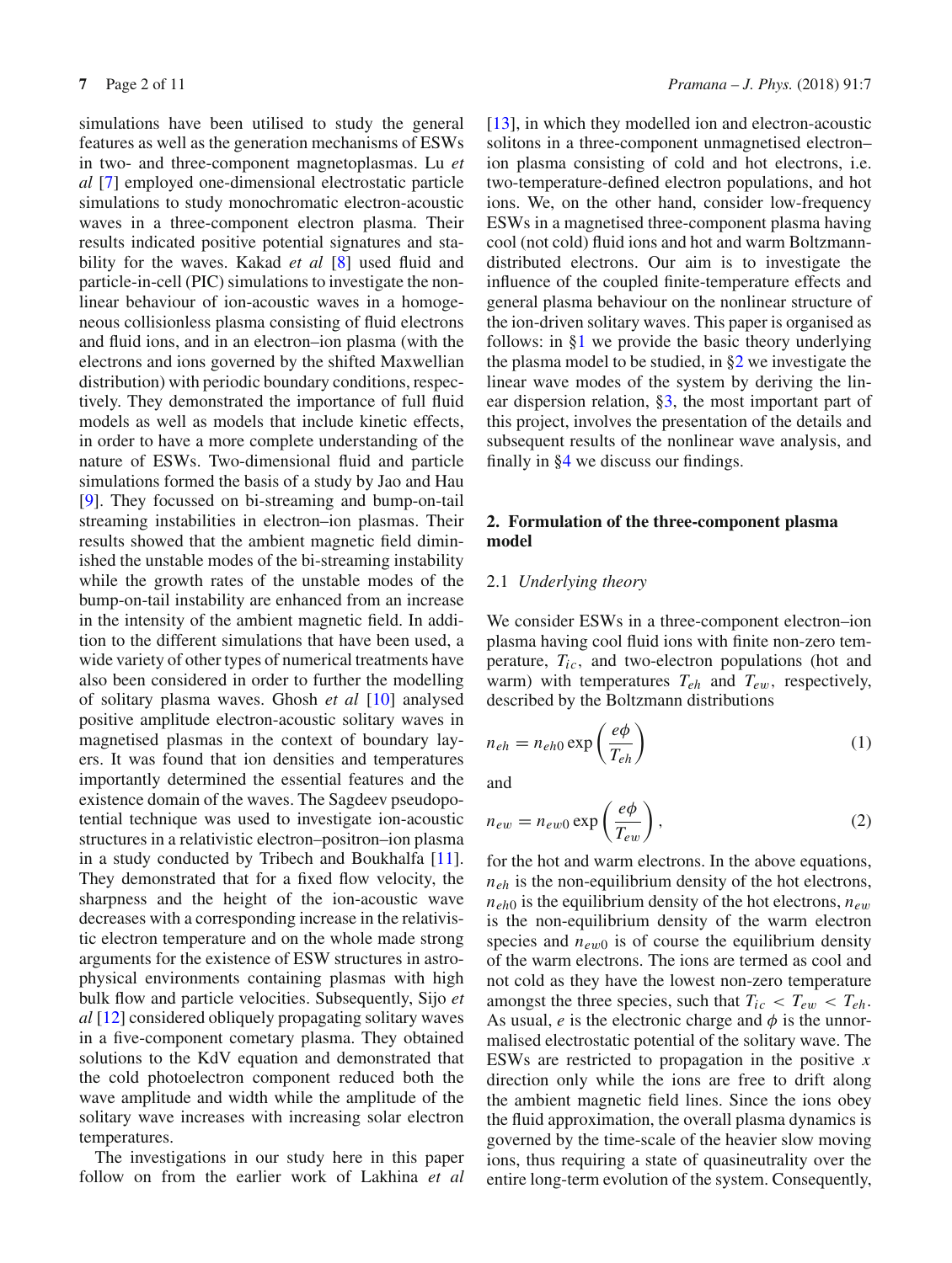simulations have been utilised to study the general features as well as the generation mechanisms of ESWs in two- and three-component magnetoplasmas. Lu *et al* [7] employed one-dimensional electrostatic particle simulations to study monochromatic electron-acoustic waves in a three-component electron plasma. Their results indicated positive potential signatures and stability for the waves. Kakad *et al* [8] used fluid and particle-in-cell (PIC) simulations to investigate the nonlinear behaviour of ion-acoustic waves in a homogeneous collisionless plasma consisting of fluid electrons and fluid ions, and in an electron–ion plasma (with the electrons and ions governed by the shifted Maxwellian distribution) with periodic boundary conditions, respectively. They demonstrated the importance of full fluid models as well as models that include kinetic effects, in order to have a more complete understanding of the nature of ESWs. Two-dimensional fluid and particle simulations formed the basis of a study by Jao and Hau [9]. They focussed on bi-streaming and bump-on-tail streaming instabilities in electron–ion plasmas. Their results showed that the ambient magnetic field diminished the unstable modes of the bi-streaming instability while the growth rates of the unstable modes of the bump-on-tail instability are enhanced from an increase in the intensity of the ambient magnetic field. In addition to the different simulations that have been used, a wide variety of other types of numerical treatments have also been considered in order to further the modelling of solitary plasma waves. Ghosh *et al* [10] analysed positive amplitude electron-acoustic solitary waves in magnetised plasmas in the context of boundary layers. It was found that ion densities and temperatures importantly determined the essential features and the existence domain of the waves. The Sagdeev pseudopotential technique was used to investigate ion-acoustic structures in a relativistic electron–positron–ion plasma in a study conducted by Tribech and Boukhalfa [11]. They demonstrated that for a fixed flow velocity, the sharpness and the height of the ion-acoustic wave decreases with a corresponding increase in the relativistic electron temperature and on the whole made strong arguments for the existence of ESW structures in astrophysical environments containing plasmas with high bulk flow and particle velocities. Subsequently, Sijo *et al* [12] considered obliquely propagating solitary waves in a five-component cometary plasma. They obtained solutions to the KdV equation and demonstrated that the cold photoelectron component reduced both the wave amplitude and width while the amplitude of the solitary wave increases with increasing solar electron temperatures.

The investigations in our study here in this paper follow on from the earlier work of Lakhina *et al* [13], in which they modelled ion and electron-acoustic solitons in a three-component unmagnetised electron–ion plasma consisting of cold and hot electrons, i.e. two-temperature-defined electron populations, and hot ions. We, on the other hand, consider low-frequency ESWs in a magnetised three-component plasma having cool (not cold) fluid ions and hot and warm Boltzmann-distributed electrons. Our aim is to investigate the influence of the coupled finite-temperature effects and general plasma behaviour on the nonlinear structure of the ion-driven solitary waves. This paper is organised as follows: in §1 we provide the basic theory underlying the plasma model to be studied, in §2 we investigate the linear wave modes of the system by deriving the linear dispersion relation, §3, the most important part of this project, involves the presentation of the details and subsequent results of the nonlinear wave analysis, and finally in §4 we discuss our findings.

## 2. Formulation of the three-component plasma model

### 2.1 *Underlying theory*

We consider ESWs in a three-component electron–ion plasma having cool fluid ions with finite non-zero temperature, $T_{ic}$, and two-electron populations (hot and warm) with temperatures $T_{eh}$ and $T_{ew}$, respectively, described by the Boltzmann distributions

$$n_{eh} = n_{eh0} \exp\left(\frac{e\phi}{T_{eh}}\right) \tag{1}$$

and

$$n_{ew} = n_{ew0} \exp\left(\frac{e\phi}{T_{ew}}\right), \tag{2}$$

for the hot and warm electrons. In the above equations, $n_{eh}$ is the non-equilibrium density of the hot electrons, $n_{eh0}$ is the equilibrium density of the hot electrons, $n_{ew}$ is the non-equilibrium density of the warm electron species and $n_{ew0}$ is of course the equilibrium density of the warm electrons. The ions are termed as cool and not cold as they have the lowest non-zero temperature amongst the three species, such that $T_{ic} < T_{ew} < T_{eh}$. As usual, $e$ is the electronic charge and $\phi$ is the unnormalised electrostatic potential of the solitary wave. The ESWs are restricted to propagation in the positive $x$ direction only while the ions are free to drift along the ambient magnetic field lines. Since the ions obey the fluid approximation, the overall plasma dynamics is governed by the time-scale of the heavier slow moving ions, thus requiring a state of quasineutrality over the entire long-term evolution of the system. Consequently,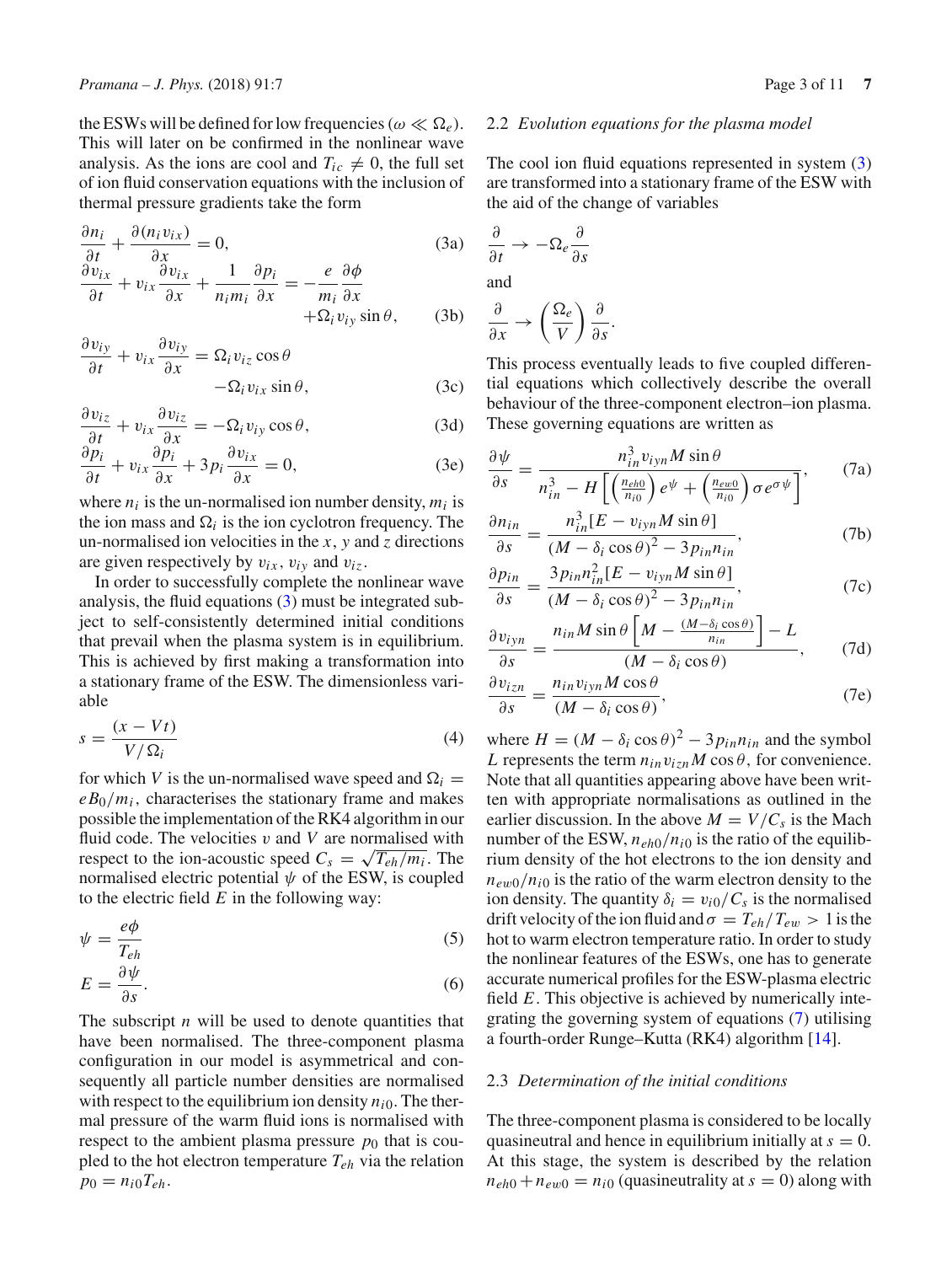the ESWs will be defined for low frequencies ($\omega \ll \Omega_e$). This will later on be confirmed in the nonlinear wave analysis. As the ions are cool and $T_{ic} \neq 0$, the full set of ion fluid conservation equations with the inclusion of thermal pressure gradients take the form

$$\frac{\partial n_i}{\partial t} + \frac{\partial (n_i v_{ix})}{\partial x} = 0, \tag{3a}$$

$$\frac{\partial v_{ix}}{\partial t} + v_{ix}\frac{\partial v_{ix}}{\partial x} + \frac{1}{n_i m_i}\frac{\partial p_i}{\partial x} = -\frac{e}{m_i}\frac{\partial \phi}{\partial x} + \Omega_i v_{iy}\sin\theta, \tag{3b}$$

$$\frac{\partial v_{iy}}{\partial t} + v_{ix}\frac{\partial v_{iy}}{\partial x} = \Omega_i v_{iz}\cos\theta - \Omega_i v_{ix}\sin\theta, \tag{3c}$$

$$\frac{\partial v_{iz}}{\partial t} + v_{ix}\frac{\partial v_{iz}}{\partial x} = -\Omega_i v_{iy}\cos\theta, \tag{3d}$$

$$\frac{\partial p_i}{\partial t} + v_{ix}\frac{\partial p_i}{\partial x} + 3p_i\frac{\partial v_{ix}}{\partial x} = 0, \tag{3e}$$

where $n_i$ is the un-normalised ion number density, $m_i$ is the ion mass and $\Omega_i$ is the ion cyclotron frequency. The un-normalised ion velocities in the $x$, $y$ and $z$ directions are given respectively by $v_{ix}$, $v_{iy}$ and $v_{iz}$.

In order to successfully complete the nonlinear wave analysis, the fluid equations (3) must be integrated subject to self-consistently determined initial conditions that prevail when the plasma system is in equilibrium. This is achieved by first making a transformation into a stationary frame of the ESW. The dimensionless variable

$$s = \frac{(x - Vt)}{V/\Omega_i} \tag{4}$$

for which $V$ is the un-normalised wave speed and $\Omega_i = eB_0/m_i$, characterises the stationary frame and makes possible the implementation of the RK4 algorithm in our fluid code. The velocities $v$ and $V$ are normalised with respect to the ion-acoustic speed $C_s = \sqrt{T_{eh}/m_i}$. The normalised electric potential $\psi$ of the ESW, is coupled to the electric field $E$ in the following way:

$$\psi = \frac{e\phi}{T_{eh}} \tag{5}$$

$$E = \frac{\partial \psi}{\partial s}. \tag{6}$$

The subscript $n$ will be used to denote quantities that have been normalised. The three-component plasma configuration in our model is asymmetrical and consequently all particle number densities are normalised with respect to the equilibrium ion density $n_{i0}$. The thermal pressure of the warm fluid ions is normalised with respect to the ambient plasma pressure $p_0$ that is coupled to the hot electron temperature $T_{eh}$ via the relation $p_0 = n_{i0}T_{eh}$.

## 2.2 *Evolution equations for the plasma model*

The cool ion fluid equations represented in system (3) are transformed into a stationary frame of the ESW with the aid of the change of variables

$$\frac{\partial}{\partial t} \rightarrow -\Omega_e \frac{\partial}{\partial s}$$

and

$$\frac{\partial}{\partial x} \rightarrow \left(\frac{\Omega_e}{V}\right)\frac{\partial}{\partial s}.$$

This process eventually leads to five coupled differential equations which collectively describe the overall behaviour of the three-component electron–ion plasma. These governing equations are written as

$$\frac{\partial \psi}{\partial s} = \frac{n_{in}^3 v_{iyn} M \sin\theta}{n_{in}^3 - H\left[\left(\frac{n_{eh0}}{n_{i0}}\right)e^{\psi} + \left(\frac{n_{ew0}}{n_{i0}}\right)\sigma e^{\sigma\psi}\right]}, \tag{7a}$$

$$\frac{\partial n_{in}}{\partial s} = \frac{n_{in}^3[E - v_{iyn} M \sin\theta]}{(M - \delta_i\cos\theta)^2 - 3p_{in}n_{in}}, \tag{7b}$$

$$\frac{\partial p_{in}}{\partial s} = \frac{3p_{in}n_{in}^2[E - v_{iyn} M \sin\theta]}{(M - \delta_i\cos\theta)^2 - 3p_{in}n_{in}}, \tag{7c}$$

$$\frac{\partial v_{iyn}}{\partial s} = \frac{n_{in} M \sin\theta\left[M - \frac{(M - \delta_i\cos\theta)}{n_{in}}\right] - L}{(M - \delta_i\cos\theta)}, \tag{7d}$$

$$\frac{\partial v_{izn}}{\partial s} = \frac{n_{in} v_{iyn} M \cos\theta}{(M - \delta_i\cos\theta)}, \tag{7e}$$

where $H = (M - \delta_i\cos\theta)^2 - 3p_{in}n_{in}$ and the symbol $L$ represents the term $n_{in}v_{izn}M\cos\theta$, for convenience. Note that all quantities appearing above have been written with appropriate normalisations as outlined in the earlier discussion. In the above $M = V/C_s$ is the Mach number of the ESW, $n_{eh0}/n_{i0}$ is the ratio of the equilibrium density of the hot electrons to the ion density and $n_{ew0}/n_{i0}$ is the ratio of the warm electron density to the ion density. The quantity $\delta_i = v_{i0}/C_s$ is the normalised drift velocity of the ion fluid and $\sigma = T_{eh}/T_{ew} > 1$ is the hot to warm electron temperature ratio. In order to study the nonlinear features of the ESWs, one has to generate accurate numerical profiles for the ESW-plasma electric field $E$. This objective is achieved by numerically integrating the governing system of equations (7) utilising a fourth-order Runge–Kutta (RK4) algorithm [14].

## 2.3 *Determination of the initial conditions*

The three-component plasma is considered to be locally quasineutral and hence in equilibrium initially at $s = 0$. At this stage, the system is described by the relation $n_{eh0} + n_{ew0} = n_{i0}$ (quasineutrality at $s = 0$) along with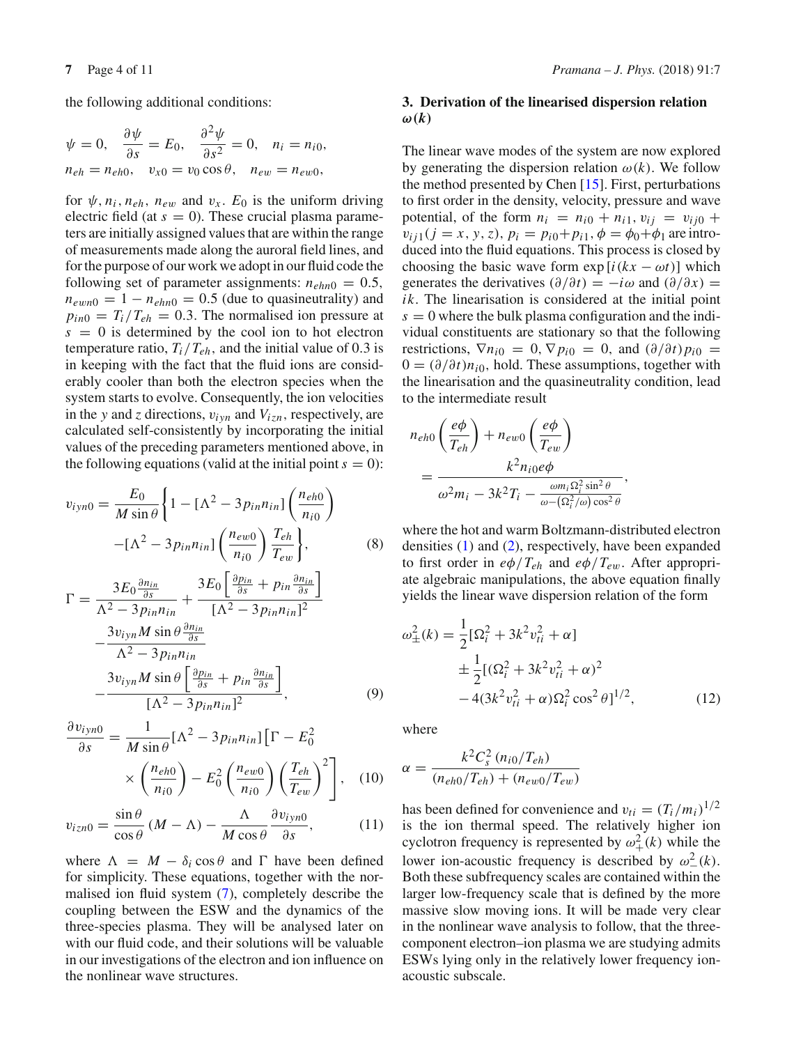the following additional conditions:

$$\psi = 0, \quad \frac{\partial \psi}{\partial s} = E_0, \quad \frac{\partial^2 \psi}{\partial s^2} = 0, \quad n_i = n_{i0},$$
$$n_{eh} = n_{eh0}, \quad v_{x0} = v_0 \cos\theta, \quad n_{ew} = n_{ew0},$$

for $\psi, n_i, n_{eh}, n_{ew}$ and $v_x$. $E_0$ is the uniform driving electric field (at $s = 0$). These crucial plasma parameters are initially assigned values that are within the range of measurements made along the auroral field lines, and for the purpose of our work we adopt in our fluid code the following set of parameter assignments: $n_{ehn0} = 0.5$, $n_{ewn0} = 1 - n_{ehn0} = 0.5$ (due to quasineutrality) and $p_{in0} = T_i/T_{eh} = 0.3$. The normalised ion pressure at $s = 0$ is determined by the cool ion to hot electron temperature ratio, $T_i/T_{eh}$, and the initial value of 0.3 is in keeping with the fact that the fluid ions are considerably cooler than both the electron species when the system starts to evolve. Consequently, the ion velocities in the $y$ and $z$ directions, $v_{iyn}$ and $V_{izn}$, respectively, are calculated self-consistently by incorporating the initial values of the preceding parameters mentioned above, in the following equations (valid at the initial point $s = 0$):

$$v_{iyn0} = \frac{E_0}{M \sin\theta}\left\{1 - [\Lambda^2 - 3p_{in}n_{in}]\left(\frac{n_{eh0}}{n_{i0}}\right) - [\Lambda^2 - 3p_{in}n_{in}]\left(\frac{n_{ew0}}{n_{i0}}\right)\frac{T_{eh}}{T_{ew}}\right\}, \tag{8}$$

$$\Gamma = \frac{3E_0 \frac{\partial n_{in}}{\partial s}}{\Lambda^2 - 3p_{in}n_{in}} + \frac{3E_0\left[\frac{\partial p_{in}}{\partial s} + p_{in}\frac{\partial n_{in}}{\partial s}\right]}{[\Lambda^2 - 3p_{in}n_{in}]^2} - \frac{3v_{iyn} M \sin\theta \frac{\partial n_{in}}{\partial s}}{\Lambda^2 - 3p_{in}n_{in}} - \frac{3v_{iyn} M \sin\theta\left[\frac{\partial p_{in}}{\partial s} + p_{in}\frac{\partial n_{in}}{\partial s}\right]}{[\Lambda^2 - 3p_{in}n_{in}]^2}, \tag{9}$$

$$\frac{\partial v_{iyn0}}{\partial s} = \frac{1}{M \sin\theta}[\Lambda^2 - 3p_{in}n_{in}]\left[\Gamma - E_0^2 \times \left(\frac{n_{eh0}}{n_{i0}}\right) - E_0^2\left(\frac{n_{ew0}}{n_{i0}}\right)\left(\frac{T_{eh}}{T_{ew}}\right)^2\right], \tag{10}$$

$$v_{izn0} = \frac{\sin\theta}{\cos\theta}(M - \Lambda) - \frac{\Lambda}{M\cos\theta}\frac{\partial v_{iyn0}}{\partial s}, \tag{11}$$

where $\Lambda = M - \delta_i \cos\theta$ and $\Gamma$ have been defined for simplicity. These equations, together with the normalised ion fluid system (7), completely describe the coupling between the ESW and the dynamics of the three-species plasma. They will be analysed later on with our fluid code, and their solutions will be valuable in our investigations of the electron and ion influence on the nonlinear wave structures.

## 3. Derivation of the linearised dispersion relation $\omega(k)$

The linear wave modes of the system are now explored by generating the dispersion relation $\omega(k)$. We follow the method presented by Chen [15]. First, perturbations to first order in the density, velocity, pressure and wave potential, of the form $n_i = n_{i0} + n_{i1}$, $v_{ij} = v_{ij0} + v_{ij1} (j = x, y, z)$, $p_i = p_{i0} + p_{i1}$, $\phi = \phi_0 + \phi_1$ are introduced into the fluid equations. This process is closed by choosing the basic wave form $\exp[i(kx - \omega t)]$ which generates the derivatives $(\partial/\partial t) = -i\omega$ and $(\partial/\partial x) = ik$. The linearisation is considered at the initial point $s = 0$ where the bulk plasma configuration and the individual constituents are stationary so that the following restrictions, $\nabla n_{i0} = 0$, $\nabla p_{i0} = 0$, and $(\partial/\partial t) p_{i0} = 0 = (\partial/\partial t) n_{i0}$, hold. These assumptions, together with the linearisation and the quasineutrality condition, lead to the intermediate result

$$n_{eh0}\left(\frac{e\phi}{T_{eh}}\right) + n_{ew0}\left(\frac{e\phi}{T_{ew}}\right) = \frac{k^2 n_{i0} e\phi}{\omega^2 m_i - 3k^2 T_i - \frac{\omega m_i \Omega_i^2 \sin^2\theta}{\omega - (\Omega_i^2/\omega)\cos^2\theta}},$$

where the hot and warm Boltzmann-distributed electron densities (1) and (2), respectively, have been expanded to first order in $e\phi/T_{eh}$ and $e\phi/T_{ew}$. After appropriate algebraic manipulations, the above equation finally yields the linear wave dispersion relation of the form

$$\omega_{\pm}^2(k) = \frac{1}{2}[\Omega_i^2 + 3k^2 v_{ti}^2 + \alpha] \pm \frac{1}{2}[(\Omega_i^2 + 3k^2 v_{ti}^2 + \alpha)^2 - 4(3k^2 v_{ti}^2 + \alpha)\Omega_i^2 \cos^2\theta]^{1/2}, \tag{12}$$

where

$$\alpha = \frac{k^2 C_s^2 (n_{i0}/T_{eh})}{(n_{eh0}/T_{eh}) + (n_{ew0}/T_{ew})}$$

has been defined for convenience and $v_{ti} = (T_i/m_i)^{1/2}$ is the ion thermal speed. The relatively higher ion cyclotron frequency is represented by $\omega_+^2(k)$ while the lower ion-acoustic frequency is described by $\omega_-^2(k)$. Both these subfrequency scales are contained within the larger low-frequency scale that is defined by the more massive slow moving ions. It will be made very clear in the nonlinear wave analysis to follow, that the three-component electron–ion plasma we are studying admits ESWs lying only in the relatively lower frequency ion-acoustic subscale.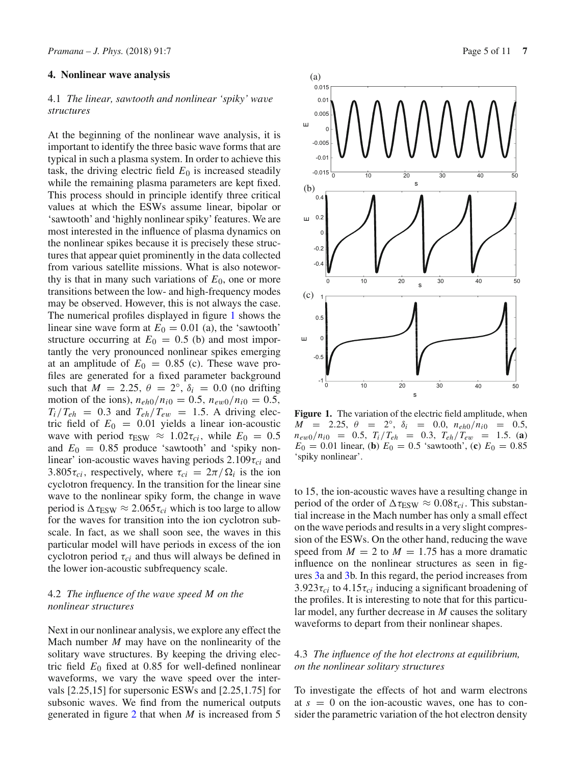## 4. Nonlinear wave analysis

### 4.1 *The linear, sawtooth and nonlinear 'spiky' wave structures*

At the beginning of the nonlinear wave analysis, it is important to identify the three basic wave forms that are typical in such a plasma system. In order to achieve this task, the driving electric field $E_0$ is increased steadily while the remaining plasma parameters are kept fixed. This process should in principle identify three critical values at which the ESWs assume linear, bipolar or 'sawtooth' and 'highly nonlinear spiky' features. We are most interested in the influence of plasma dynamics on the nonlinear spikes because it is precisely these structures that appear quiet prominently in the data collected from various satellite missions. What is also noteworthy is that in many such variations of $E_0$, one or more transitions between the low- and high-frequency modes may be observed. However, this is not always the case. The numerical profiles displayed in figure 1 shows the linear sine wave form at $E_0 = 0.01$ (a), the 'sawtooth' structure occurring at $E_0 = 0.5$ (b) and most importantly the very pronounced nonlinear spikes emerging at an amplitude of $E_0 = 0.85$ (c). These wave profiles are generated for a fixed parameter background such that $M = 2.25$, $\theta = 2°$, $\delta_i = 0.0$ (no drifting motion of the ions), $n_{eh0}/n_{i0} = 0.5$, $n_{ew0}/n_{i0} = 0.5$, $T_i/T_{eh} = 0.3$ and $T_{eh}/T_{ew} = 1.5$. A driving electric field of $E_0 = 0.01$ yields a linear ion-acoustic wave with period $\tau_{\text{ESW}} \approx 1.02\tau_{ci}$, while $E_0 = 0.5$ and $E_0 = 0.85$ produce 'sawtooth' and 'spiky nonlinear' ion-acoustic waves having periods $2.109\tau_{ci}$ and $3.805\tau_{ci}$, respectively, where $\tau_{ci} = 2\pi/\Omega_i$ is the ion cyclotron frequency. In the transition for the linear sine wave to the nonlinear spiky form, the change in wave period is $\Delta\tau_{\text{ESW}} \approx 2.065\tau_{ci}$ which is too large to allow for the waves for transition into the ion cyclotron subscale. In fact, as we shall soon see, the waves in this particular model will have periods in excess of the ion cyclotron period $\tau_{ci}$ and thus will always be defined in the lower ion-acoustic subfrequency scale.

**Figure 1.** The variation of the electric field amplitude, when $M = 2.25$, $\theta = 2°$, $\delta_i = 0.0$, $n_{eh0}/n_{i0} = 0.5$, $n_{ew0}/n_{i0} = 0.5$, $T_i/T_{eh} = 0.3$, $T_{eh}/T_{ew} = 1.5$. (**a**) $E_0 = 0.01$ linear, (**b**) $E_0 = 0.5$ 'sawtooth', (**c**) $E_0 = 0.85$ 'spiky nonlinear'.

### 4.2 *The influence of the wave speed M on the nonlinear structures*

Next in our nonlinear analysis, we explore any effect the Mach number $M$ may have on the nonlinearity of the solitary wave structures. By keeping the driving electric field $E_0$ fixed at 0.85 for well-defined nonlinear waveforms, we vary the wave speed over the intervals [2.25,15] for supersonic ESWs and [2.25,1.75] for subsonic waves. We find from the numerical outputs generated in figure 2 that when $M$ is increased from 5 to 15, the ion-acoustic waves have a resulting change in period of the order of $\Delta\tau_{\text{ESW}} \approx 0.08\tau_{ci}$. This substantial increase in the Mach number has only a small effect on the wave periods and results in a very slight compression of the ESWs. On the other hand, reducing the wave speed from $M = 2$ to $M = 1.75$ has a more dramatic influence on the nonlinear structures as seen in figures 3a and 3b. In this regard, the period increases from $3.923\tau_{ci}$ to $4.15\tau_{ci}$ inducing a significant broadening of the profiles. It is interesting to note that for this particular model, any further decrease in $M$ causes the solitary waveforms to depart from their nonlinear shapes.

### 4.3 *The influence of the hot electrons at equilibrium, on the nonlinear solitary structures*

To investigate the effects of hot and warm electrons at $s = 0$ on the ion-acoustic waves, one has to consider the parametric variation of the hot electron density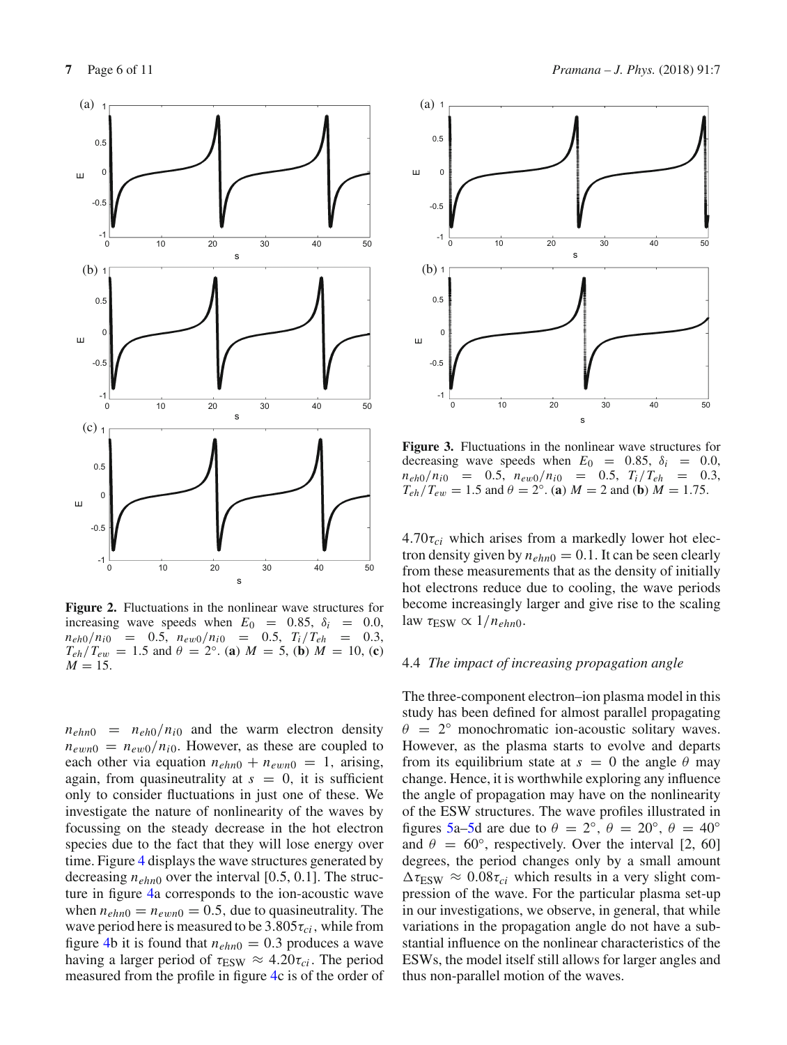Figure 2. Fluctuations in the nonlinear wave structures for increasing wave speeds when $E_0 = 0.85$, $\delta_i = 0.0$, $n_{eh0}/n_{i0} = 0.5$, $n_{ew0}/n_{i0} = 0.5$, $T_i/T_{eh} = 0.3$, $T_{eh}/T_{ew} = 1.5$ and $\theta = 2°$. (**a**) $M = 5$, (**b**) $M = 10$, (**c**) $M = 15$.

Figure 3. Fluctuations in the nonlinear wave structures for decreasing wave speeds when $E_0 = 0.85$, $\delta_i = 0.0$, $n_{eh0}/n_{i0} = 0.5$, $n_{ew0}/n_{i0} = 0.5$, $T_i/T_{eh} = 0.3$, $T_{eh}/T_{ew} = 1.5$ and $\theta = 2°$. (**a**) $M = 2$ and (**b**) $M = 1.75$.

$n_{ehn0} = n_{eh0}/n_{i0}$ and the warm electron density $n_{ewn0} = n_{ew0}/n_{i0}$. However, as these are coupled to each other via equation $n_{ehn0} + n_{ewn0} = 1$, arising, again, from quasineutrality at $s = 0$, it is sufficient only to consider fluctuations in just one of these. We investigate the nature of nonlinearity of the waves by focussing on the steady decrease in the hot electron species due to the fact that they will lose energy over time. Figure 4 displays the wave structures generated by decreasing $n_{ehn0}$ over the interval [0.5, 0.1]. The structure in figure 4a corresponds to the ion-acoustic wave when $n_{ehn0} = n_{ewn0} = 0.5$, due to quasineutrality. The wave period here is measured to be $3.805\tau_{ci}$, while from figure 4b it is found that $n_{ehn0} = 0.3$ produces a wave having a larger period of $\tau_{\mathrm{ESW}} \approx 4.20\tau_{ci}$. The period measured from the profile in figure 4c is of the order of $4.70\tau_{ci}$ which arises from a markedly lower hot electron density given by $n_{ehn0} = 0.1$. It can be seen clearly from these measurements that as the density of initially hot electrons reduce due to cooling, the wave periods become increasingly larger and give rise to the scaling law $\tau_{\mathrm{ESW}} \propto 1/n_{ehn0}$.

### 4.4 *The impact of increasing propagation angle*

The three-component electron–ion plasma model in this study has been defined for almost parallel propagating $\theta = 2°$ monochromatic ion-acoustic solitary waves. However, as the plasma starts to evolve and departs from its equilibrium state at $s = 0$ the angle $\theta$ may change. Hence, it is worthwhile exploring any influence the angle of propagation may have on the nonlinearity of the ESW structures. The wave profiles illustrated in figures 5a–5d are due to $\theta = 2°$, $\theta = 20°$, $\theta = 40°$ and $\theta = 60°$, respectively. Over the interval [2, 60] degrees, the period changes only by a small amount $\Delta\tau_{\mathrm{ESW}} \approx 0.08\tau_{ci}$ which results in a very slight compression of the wave. For the particular plasma set-up in our investigations, we observe, in general, that while variations in the propagation angle do not have a substantial influence on the nonlinear characteristics of the ESWs, the model itself still allows for larger angles and thus non-parallel motion of the waves.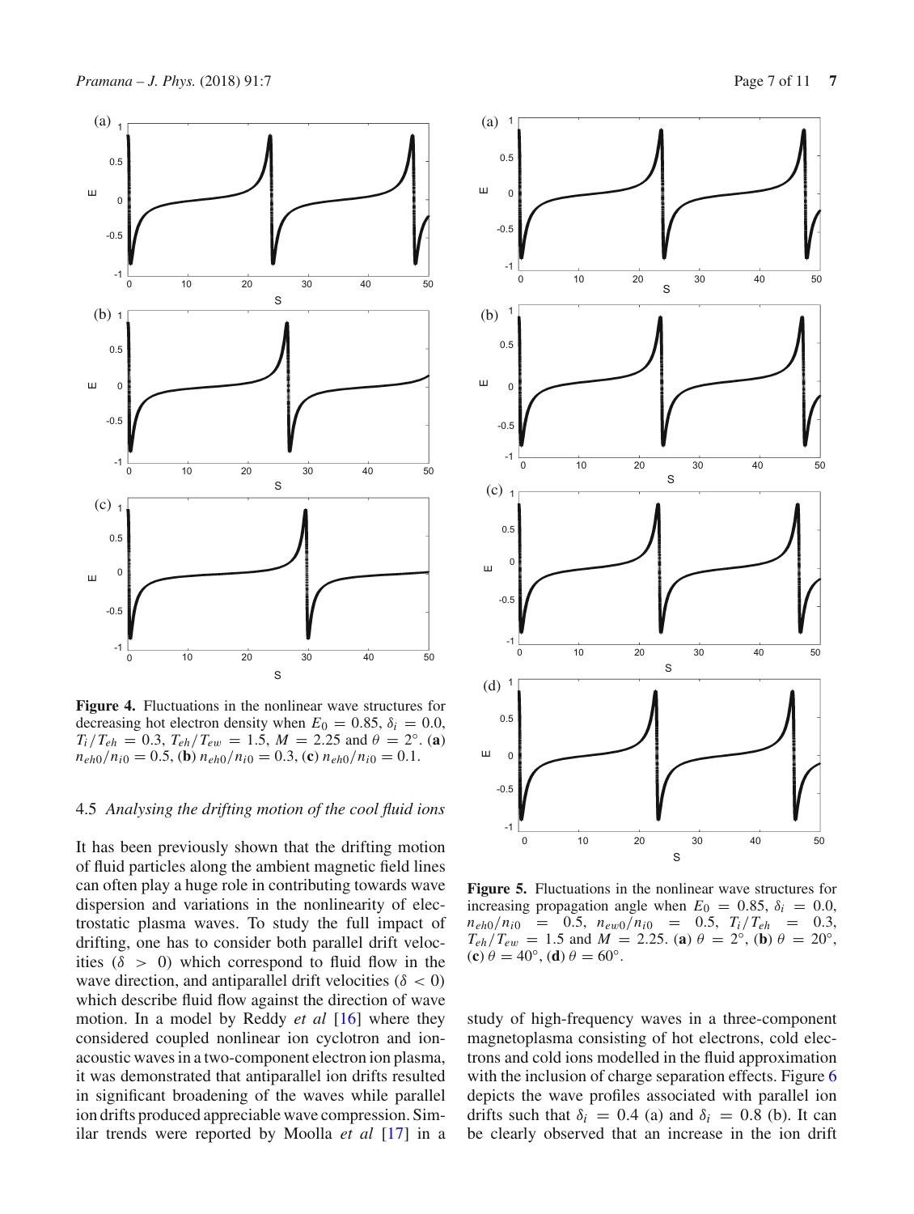**Figure 4.** Fluctuations in the nonlinear wave structures for decreasing hot electron density when $E_0 = 0.85$, $\delta_i = 0.0$, $T_i/T_{eh} = 0.3$, $T_{eh}/T_{ew} = 1.5$, $M = 2.25$ and $\theta = 2°$. (**a**) $n_{eh0}/n_{i0} = 0.5$, (**b**) $n_{eh0}/n_{i0} = 0.3$, (**c**) $n_{eh0}/n_{i0} = 0.1$.

**Figure 5.** Fluctuations in the nonlinear wave structures for increasing propagation angle when $E_0 = 0.85$, $\delta_i = 0.0$, $n_{eh0}/n_{i0} = 0.5$, $n_{ew0}/n_{i0} = 0.5$, $T_i/T_{eh} = 0.3$, $T_{eh}/T_{ew} = 1.5$ and $M = 2.25$. (**a**) $\theta = 2°$, (**b**) $\theta = 20°$, (**c**) $\theta = 40°$, (**d**) $\theta = 60°$.

### 4.5 *Analysing the drifting motion of the cool fluid ions*

It has been previously shown that the drifting motion of fluid particles along the ambient magnetic field lines can often play a huge role in contributing towards wave dispersion and variations in the nonlinearity of electrostatic plasma waves. To study the full impact of drifting, one has to consider both parallel drift velocities ($\delta > 0$) which correspond to fluid flow in the wave direction, and antiparallel drift velocities ($\delta < 0$) which describe fluid flow against the direction of wave motion. In a model by Reddy *et al* [16] where they considered coupled nonlinear ion cyclotron and ion-acoustic waves in a two-component electron ion plasma, it was demonstrated that antiparallel ion drifts resulted in significant broadening of the waves while parallel ion drifts produced appreciable wave compression. Similar trends were reported by Moolla *et al* [17] in a study of high-frequency waves in a three-component magnetoplasma consisting of hot electrons, cold electrons and cold ions modelled in the fluid approximation with the inclusion of charge separation effects. Figure 6 depicts the wave profiles associated with parallel ion drifts such that $\delta_i = 0.4$ (a) and $\delta_i = 0.8$ (b). It can be clearly observed that an increase in the ion drift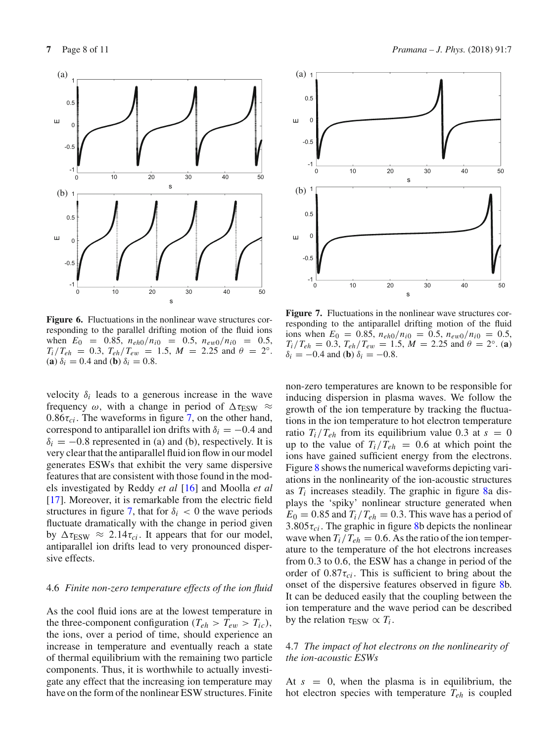**Figure 6.** Fluctuations in the nonlinear wave structures corresponding to the parallel drifting motion of the fluid ions when $E_0 = 0.85$, $n_{eh0}/n_{i0} = 0.5$, $n_{ew0}/n_{i0} = 0.5$, $T_i/T_{eh} = 0.3$, $T_{eh}/T_{ew} = 1.5$, $M = 2.25$ and $\theta = 2°$. (**a**) $\delta_i = 0.4$ and (**b**) $\delta_i = 0.8$.

**Figure 7.** Fluctuations in the nonlinear wave structures corresponding to the antiparallel drifting motion of the fluid ions when $E_0 = 0.85$, $n_{eh0}/n_{i0} = 0.5$, $n_{ew0}/n_{i0} = 0.5$, $T_i/T_{eh} = 0.3$, $T_{eh}/T_{ew} = 1.5$, $M = 2.25$ and $\theta = 2°$. (**a**) $\delta_i = -0.4$ and (**b**) $\delta_i = -0.8$.

velocity $\delta_i$ leads to a generous increase in the wave frequency $\omega$, with a change in period of $\Delta\tau_{\text{ESW}} \approx 0.86\tau_{ci}$. The waveforms in figure 7, on the other hand, correspond to antiparallel ion drifts with $\delta_i = -0.4$ and $\delta_i = -0.8$ represented in (a) and (b), respectively. It is very clear that the antiparallel fluid ion flow in our model generates ESWs that exhibit the very same dispersive features that are consistent with those found in the models investigated by Reddy *et al* [16] and Moolla *et al* [17]. Moreover, it is remarkable from the electric field structures in figure 7, that for $\delta_i < 0$ the wave periods fluctuate dramatically with the change in period given by $\Delta\tau_{\text{ESW}} \approx 2.14\tau_{ci}$. It appears that for our model, antiparallel ion drifts lead to very pronounced dispersive effects.

### 4.6 *Finite non-zero temperature effects of the ion fluid*

As the cool fluid ions are at the lowest temperature in the three-component configuration ($T_{eh} > T_{ew} > T_{ic}$), the ions, over a period of time, should experience an increase in temperature and eventually reach a state of thermal equilibrium with the remaining two particle components. Thus, it is worthwhile to actually investigate any effect that the increasing ion temperature may have on the form of the nonlinear ESW structures. Finite non-zero temperatures are known to be responsible for inducing dispersion in plasma waves. We follow the growth of the ion temperature by tracking the fluctuations in the ion temperature to hot electron temperature ratio $T_i/T_{eh}$ from its equilibrium value 0.3 at $s = 0$ up to the value of $T_i/T_{eh} = 0.6$ at which point the ions have gained sufficient energy from the electrons. Figure 8 shows the numerical waveforms depicting variations in the nonlinearity of the ion-acoustic structures as $T_i$ increases steadily. The graphic in figure 8a displays the 'spiky' nonlinear structure generated when $E_0 = 0.85$ and $T_i/T_{eh} = 0.3$. This wave has a period of $3.805\tau_{ci}$. The graphic in figure 8b depicts the nonlinear wave when $T_i/T_{eh} = 0.6$. As the ratio of the ion temperature to the temperature of the hot electrons increases from 0.3 to 0.6, the ESW has a change in period of the order of $0.87\tau_{ci}$. This is sufficient to bring about the onset of the dispersive features observed in figure 8b. It can be deduced easily that the coupling between the ion temperature and the wave period can be described by the relation $\tau_{\text{ESW}} \propto T_i$.

### 4.7 *The impact of hot electrons on the nonlinearity of the ion-acoustic ESWs*

At $s = 0$, when the plasma is in equilibrium, the hot electron species with temperature $T_{eh}$ is coupled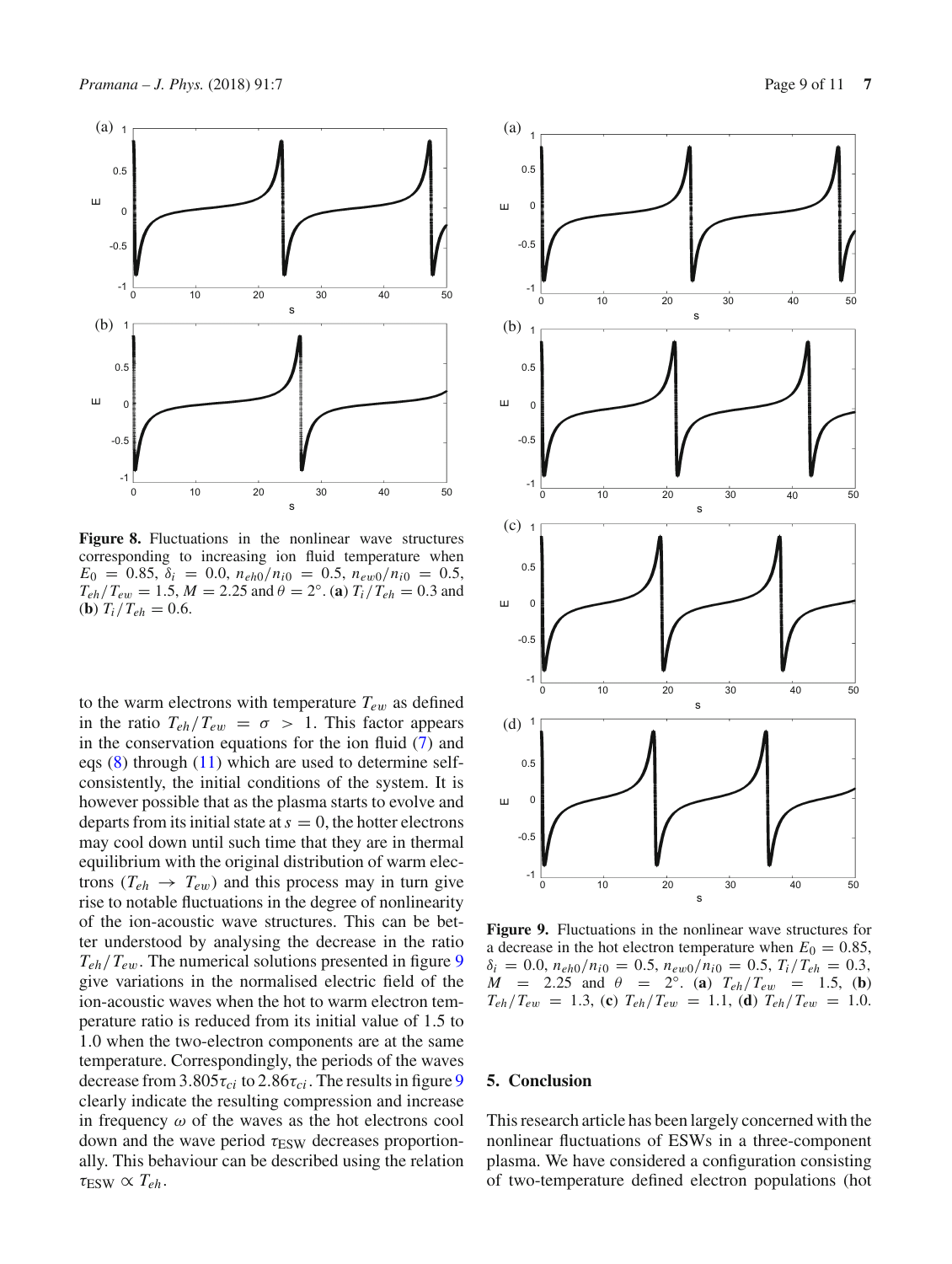**Figure 8.** Fluctuations in the nonlinear wave structures corresponding to increasing ion fluid temperature when $E_0 = 0.85$, $\delta_i = 0.0$, $n_{eh0}/n_{i0} = 0.5$, $n_{ew0}/n_{i0} = 0.5$, $T_{eh}/T_{ew} = 1.5$, $M = 2.25$ and $\theta = 2^\circ$. (**a**) $T_i/T_{eh} = 0.3$ and (**b**) $T_i/T_{eh} = 0.6$.

to the warm electrons with temperature $T_{ew}$ as defined in the ratio $T_{eh}/T_{ew} = \sigma > 1$. This factor appears in the conservation equations for the ion fluid (7) and eqs (8) through (11) which are used to determine self-consistently, the initial conditions of the system. It is however possible that as the plasma starts to evolve and departs from its initial state at $s = 0$, the hotter electrons may cool down until such time that they are in thermal equilibrium with the original distribution of warm electrons ($T_{eh} \rightarrow T_{ew}$) and this process may in turn give rise to notable fluctuations in the degree of nonlinearity of the ion-acoustic wave structures. This can be better understood by analysing the decrease in the ratio $T_{eh}/T_{ew}$. The numerical solutions presented in figure 9 give variations in the normalised electric field of the ion-acoustic waves when the hot to warm electron temperature ratio is reduced from its initial value of 1.5 to 1.0 when the two-electron components are at the same temperature. Correspondingly, the periods of the waves decrease from $3.805\tau_{ci}$ to $2.86\tau_{ci}$. The results in figure 9 clearly indicate the resulting compression and increase in frequency $\omega$ of the waves as the hot electrons cool down and the wave period $\tau_{\text{ESW}}$ decreases proportionally. This behaviour can be described using the relation $\tau_{\text{ESW}} \propto T_{eh}$.

**Figure 9.** Fluctuations in the nonlinear wave structures for a decrease in the hot electron temperature when $E_0 = 0.85$, $\delta_i = 0.0$, $n_{eh0}/n_{i0} = 0.5$, $n_{ew0}/n_{i0} = 0.5$, $T_i/T_{eh} = 0.3$, $M = 2.25$ and $\theta = 2^\circ$. (**a**) $T_{eh}/T_{ew} = 1.5$, (**b**) $T_{eh}/T_{ew} = 1.3$, (**c**) $T_{eh}/T_{ew} = 1.1$, (**d**) $T_{eh}/T_{ew} = 1.0$.

## 5. Conclusion

This research article has been largely concerned with the nonlinear fluctuations of ESWs in a three-component plasma. We have considered a configuration consisting of two-temperature defined electron populations (hot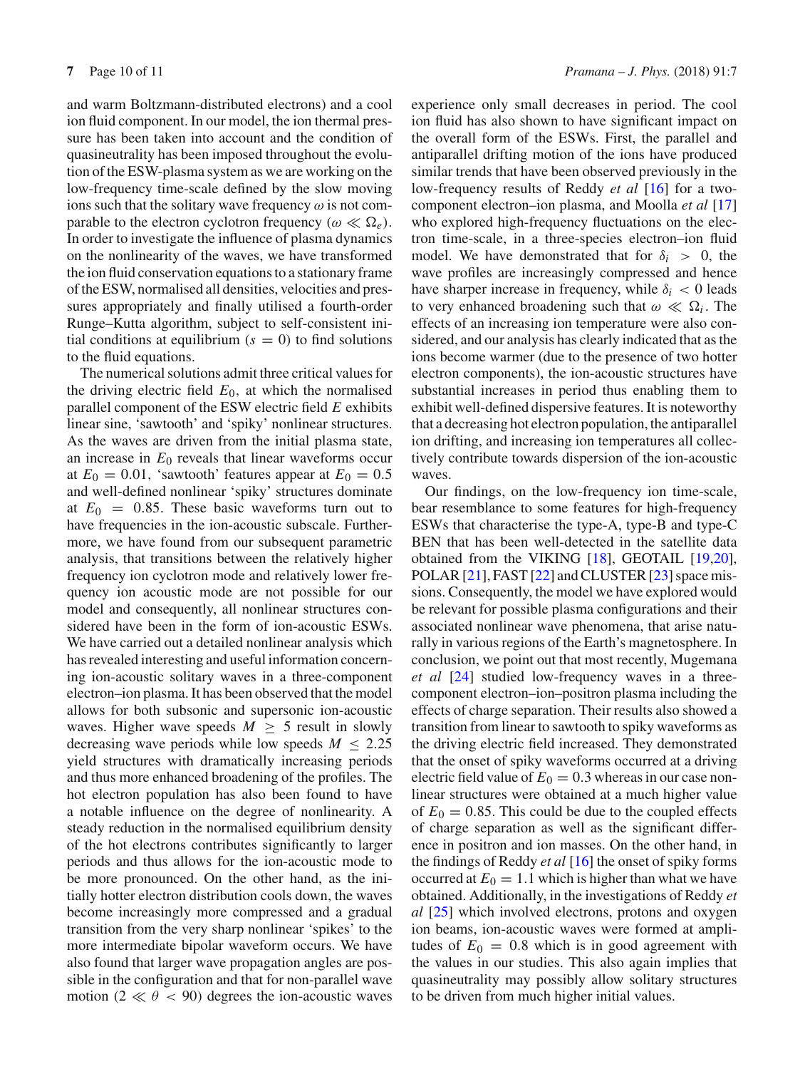and warm Boltzmann-distributed electrons) and a cool ion fluid component. In our model, the ion thermal pressure has been taken into account and the condition of quasineutrality has been imposed throughout the evolution of the ESW-plasma system as we are working on the low-frequency time-scale defined by the slow moving ions such that the solitary wave frequency $\omega$ is not comparable to the electron cyclotron frequency ($\omega \ll \Omega_e$). In order to investigate the influence of plasma dynamics on the nonlinearity of the waves, we have transformed the ion fluid conservation equations to a stationary frame of the ESW, normalised all densities, velocities and pressures appropriately and finally utilised a fourth-order Runge–Kutta algorithm, subject to self-consistent initial conditions at equilibrium ($s = 0$) to find solutions to the fluid equations.

The numerical solutions admit three critical values for the driving electric field $E_0$, at which the normalised parallel component of the ESW electric field $E$ exhibits linear sine, 'sawtooth' and 'spiky' nonlinear structures. As the waves are driven from the initial plasma state, an increase in $E_0$ reveals that linear waveforms occur at $E_0 = 0.01$, 'sawtooth' features appear at $E_0 = 0.5$ and well-defined nonlinear 'spiky' structures dominate at $E_0 = 0.85$. These basic waveforms turn out to have frequencies in the ion-acoustic subscale. Furthermore, we have found from our subsequent parametric analysis, that transitions between the relatively higher frequency ion cyclotron mode and relatively lower frequency ion acoustic mode are not possible for our model and consequently, all nonlinear structures considered have been in the form of ion-acoustic ESWs. We have carried out a detailed nonlinear analysis which has revealed interesting and useful information concerning ion-acoustic solitary waves in a three-component electron–ion plasma. It has been observed that the model allows for both subsonic and supersonic ion-acoustic waves. Higher wave speeds $M \geq 5$ result in slowly decreasing wave periods while low speeds $M \leq 2.25$ yield structures with dramatically increasing periods and thus more enhanced broadening of the profiles. The hot electron population has also been found to have a notable influence on the degree of nonlinearity. A steady reduction in the normalised equilibrium density of the hot electrons contributes significantly to larger periods and thus allows for the ion-acoustic mode to be more pronounced. On the other hand, as the initially hotter electron distribution cools down, the waves become increasingly more compressed and a gradual transition from the very sharp nonlinear 'spikes' to the more intermediate bipolar waveform occurs. We have also found that larger wave propagation angles are possible in the configuration and that for non-parallel wave motion ($2 \ll \theta < 90$) degrees the ion-acoustic waves experience only small decreases in period. The cool ion fluid has also shown to have significant impact on the overall form of the ESWs. First, the parallel and antiparallel drifting motion of the ions have produced similar trends that have been observed previously in the low-frequency results of Reddy *et al* [16] for a two-component electron–ion plasma, and Moolla *et al* [17] who explored high-frequency fluctuations on the electron time-scale, in a three-species electron–ion fluid model. We have demonstrated that for $\delta_i > 0$, the wave profiles are increasingly compressed and hence have sharper increase in frequency, while $\delta_i < 0$ leads to very enhanced broadening such that $\omega \ll \Omega_i$. The effects of an increasing ion temperature were also considered, and our analysis has clearly indicated that as the ions become warmer (due to the presence of two hotter electron components), the ion-acoustic structures have substantial increases in period thus enabling them to exhibit well-defined dispersive features. It is noteworthy that a decreasing hot electron population, the antiparallel ion drifting, and increasing ion temperatures all collectively contribute towards dispersion of the ion-acoustic waves.

Our findings, on the low-frequency ion time-scale, bear resemblance to some features for high-frequency ESWs that characterise the type-A, type-B and type-C BEN that has been well-detected in the satellite data obtained from the VIKING [18], GEOTAIL [19,20], POLAR [21], FAST [22] and CLUSTER [23] space missions. Consequently, the model we have explored would be relevant for possible plasma configurations and their associated nonlinear wave phenomena, that arise naturally in various regions of the Earth's magnetosphere. In conclusion, we point out that most recently, Mugemana *et al* [24] studied low-frequency waves in a three-component electron–ion–positron plasma including the effects of charge separation. Their results also showed a transition from linear to sawtooth to spiky waveforms as the driving electric field increased. They demonstrated that the onset of spiky waveforms occurred at a driving electric field value of $E_0 = 0.3$ whereas in our case nonlinear structures were obtained at a much higher value of $E_0 = 0.85$. This could be due to the coupled effects of charge separation as well as the significant difference in positron and ion masses. On the other hand, in the findings of Reddy *et al* [16] the onset of spiky forms occurred at $E_0 = 1.1$ which is higher than what we have obtained. Additionally, in the investigations of Reddy *et al* [25] which involved electrons, protons and oxygen ion beams, ion-acoustic waves were formed at amplitudes of $E_0 = 0.8$ which is in good agreement with the values in our studies. This also again implies that quasineutrality may possibly allow solitary structures to be driven from much higher initial values.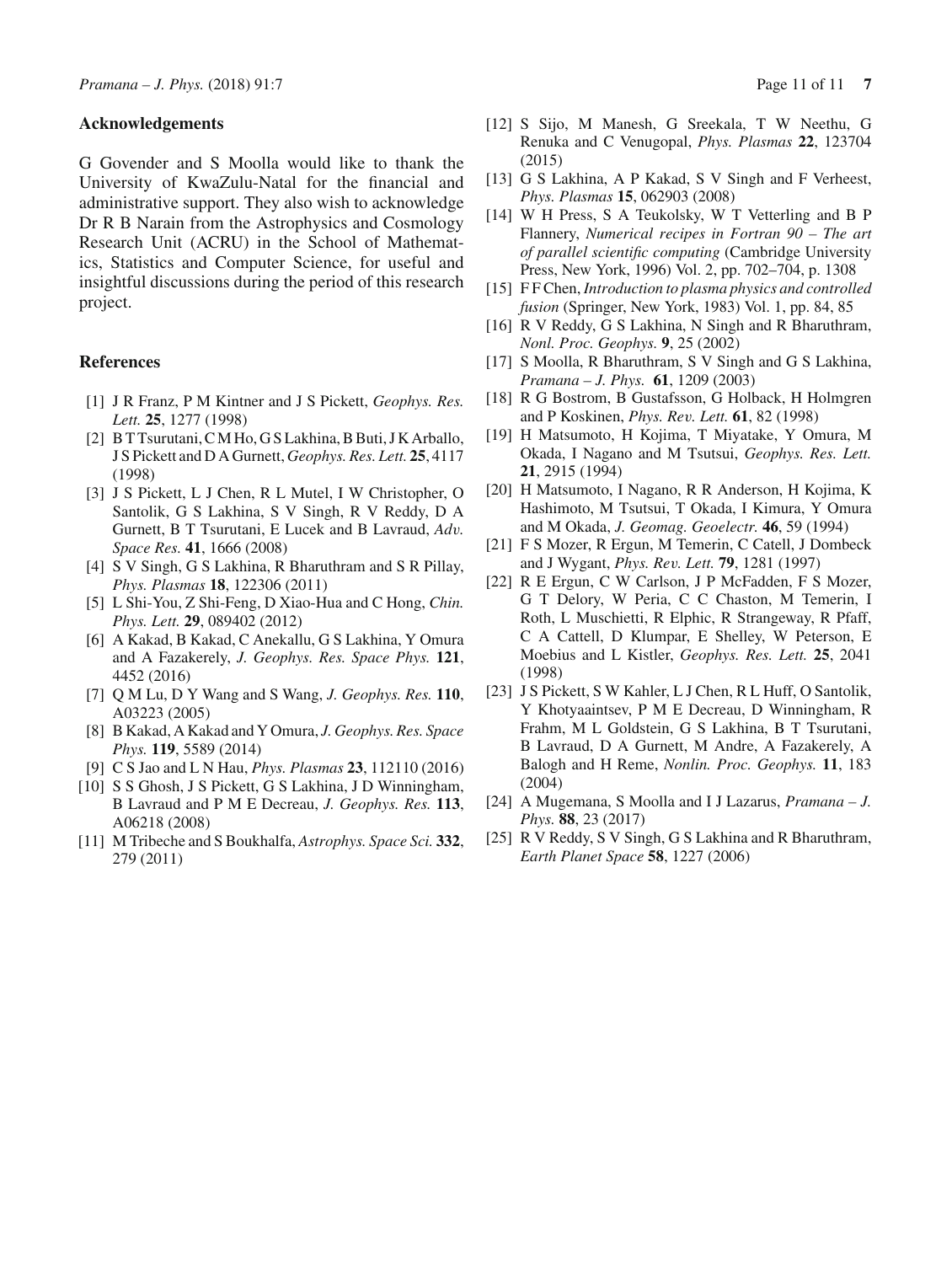## Acknowledgements

G Govender and S Moolla would like to thank the University of KwaZulu-Natal for the financial and administrative support. They also wish to acknowledge Dr R B Narain from the Astrophysics and Cosmology Research Unit (ACRU) in the School of Mathematics, Statistics and Computer Science, for useful and insightful discussions during the period of this research project.

## References

[1] J R Franz, P M Kintner and J S Pickett, *Geophys. Res. Lett.* **25**, 1277 (1998)

[2] B T Tsurutani, C M Ho, G S Lakhina, B Buti, J K Arballo, J S Pickett and D A Gurnett, *Geophys. Res. Lett.* **25**, 4117 (1998)

[3] J S Pickett, L J Chen, R L Mutel, I W Christopher, O Santolik, G S Lakhina, S V Singh, R V Reddy, D A Gurnett, B T Tsurutani, E Lucek and B Lavraud, *Adv. Space Res.* **41**, 1666 (2008)

[4] S V Singh, G S Lakhina, R Bharuthram and S R Pillay, *Phys. Plasmas* **18**, 122306 (2011)

[5] L Shi-You, Z Shi-Feng, D Xiao-Hua and C Hong, *Chin. Phys. Lett.* **29**, 089402 (2012)

[6] A Kakad, B Kakad, C Anekallu, G S Lakhina, Y Omura and A Fazakerely, *J. Geophys. Res. Space Phys.* **121**, 4452 (2016)

[7] Q M Lu, D Y Wang and S Wang, *J. Geophys. Res.* **110**, A03223 (2005)

[8] B Kakad, A Kakad and Y Omura, *J. Geophys. Res. Space Phys.* **119**, 5589 (2014)

[9] C S Jao and L N Hau, *Phys. Plasmas* **23**, 112110 (2016)

[10] S S Ghosh, J S Pickett, G S Lakhina, J D Winningham, B Lavraud and P M E Decreau, *J. Geophys. Res.* **113**, A06218 (2008)

[11] M Tribeche and S Boukhalfa, *Astrophys. Space Sci.* **332**, 279 (2011)

[12] S Sijo, M Manesh, G Sreekala, T W Neethu, G Renuka and C Venugopal, *Phys. Plasmas* **22**, 123704 (2015)

[13] G S Lakhina, A P Kakad, S V Singh and F Verheest, *Phys. Plasmas* **15**, 062903 (2008)

[14] W H Press, S A Teukolsky, W T Vetterling and B P Flannery, *Numerical recipes in Fortran 90 – The art of parallel scientific computing* (Cambridge University Press, New York, 1996) Vol. 2, pp. 702–704, p. 1308

[15] F F Chen, *Introduction to plasma physics and controlled fusion* (Springer, New York, 1983) Vol. 1, pp. 84, 85

[16] R V Reddy, G S Lakhina, N Singh and R Bharuthram, *Nonl. Proc. Geophys.* **9**, 25 (2002)

[17] S Moolla, R Bharuthram, S V Singh and G S Lakhina, *Pramana – J. Phys.* **61**, 1209 (2003)

[18] R G Bostrom, B Gustafsson, G Holback, H Holmgren and P Koskinen, *Phys. Rev. Lett.* **61**, 82 (1998)

[19] H Matsumoto, H Kojima, T Miyatake, Y Omura, M Okada, I Nagano and M Tsutsui, *Geophys. Res. Lett.* **21**, 2915 (1994)

[20] H Matsumoto, I Nagano, R R Anderson, H Kojima, K Hashimoto, M Tsutsui, T Okada, I Kimura, Y Omura and M Okada, *J. Geomag. Geoelectr.* **46**, 59 (1994)

[21] F S Mozer, R Ergun, M Temerin, C Catell, J Dombeck and J Wygant, *Phys. Rev. Lett.* **79**, 1281 (1997)

[22] R E Ergun, C W Carlson, J P McFadden, F S Mozer, G T Delory, W Peria, C C Chaston, M Temerin, I Roth, L Muschietti, R Elphic, R Strangeway, R Pfaff, C A Cattell, D Klumpar, E Shelley, W Peterson, E Moebius and L Kistler, *Geophys. Res. Lett.* **25**, 2041 (1998)

[23] J S Pickett, S W Kahler, L J Chen, R L Huff, O Santolik, Y Khotyaaintsev, P M E Decreau, D Winningham, R Frahm, M L Goldstein, G S Lakhina, B T Tsurutani, B Lavraud, D A Gurnett, M Andre, A Fazakerely, A Balogh and H Reme, *Nonlin. Proc. Geophys.* **11**, 183 (2004)

[24] A Mugemana, S Moolla and I J Lazarus, *Pramana – J. Phys.* **88**, 23 (2017)

[25] R V Reddy, S V Singh, G S Lakhina and R Bharuthram, *Earth Planet Space* **58**, 1227 (2006)